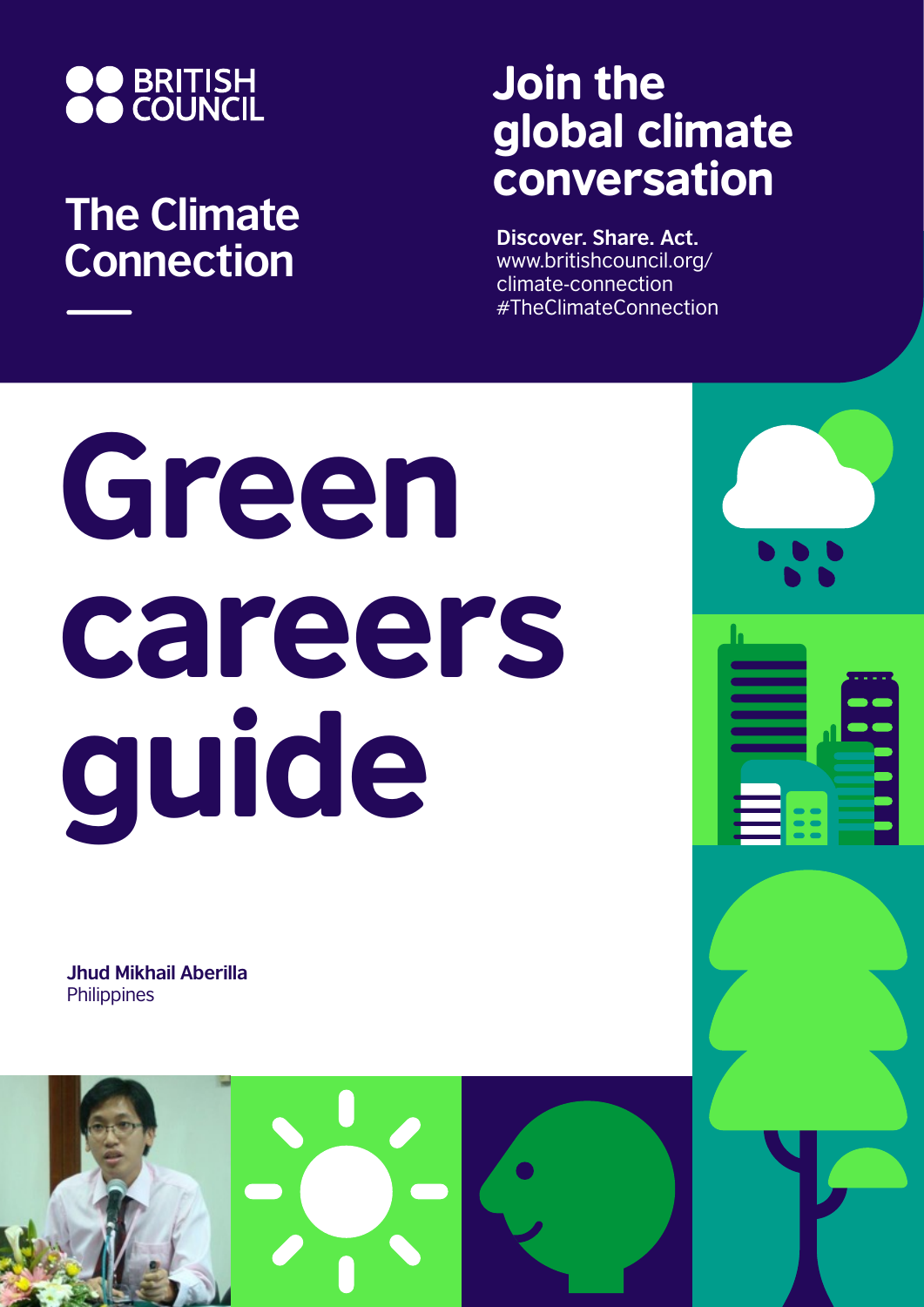BRITISH COUNCIL

## The Climate Connection

## Join the global climate conversation

**Discover. Share. Act.**
www.britishcouncil.org/climate-connection
#TheClimateConnection

# Green careers guide

**Jhud Mikhail Aberilla**
Philippines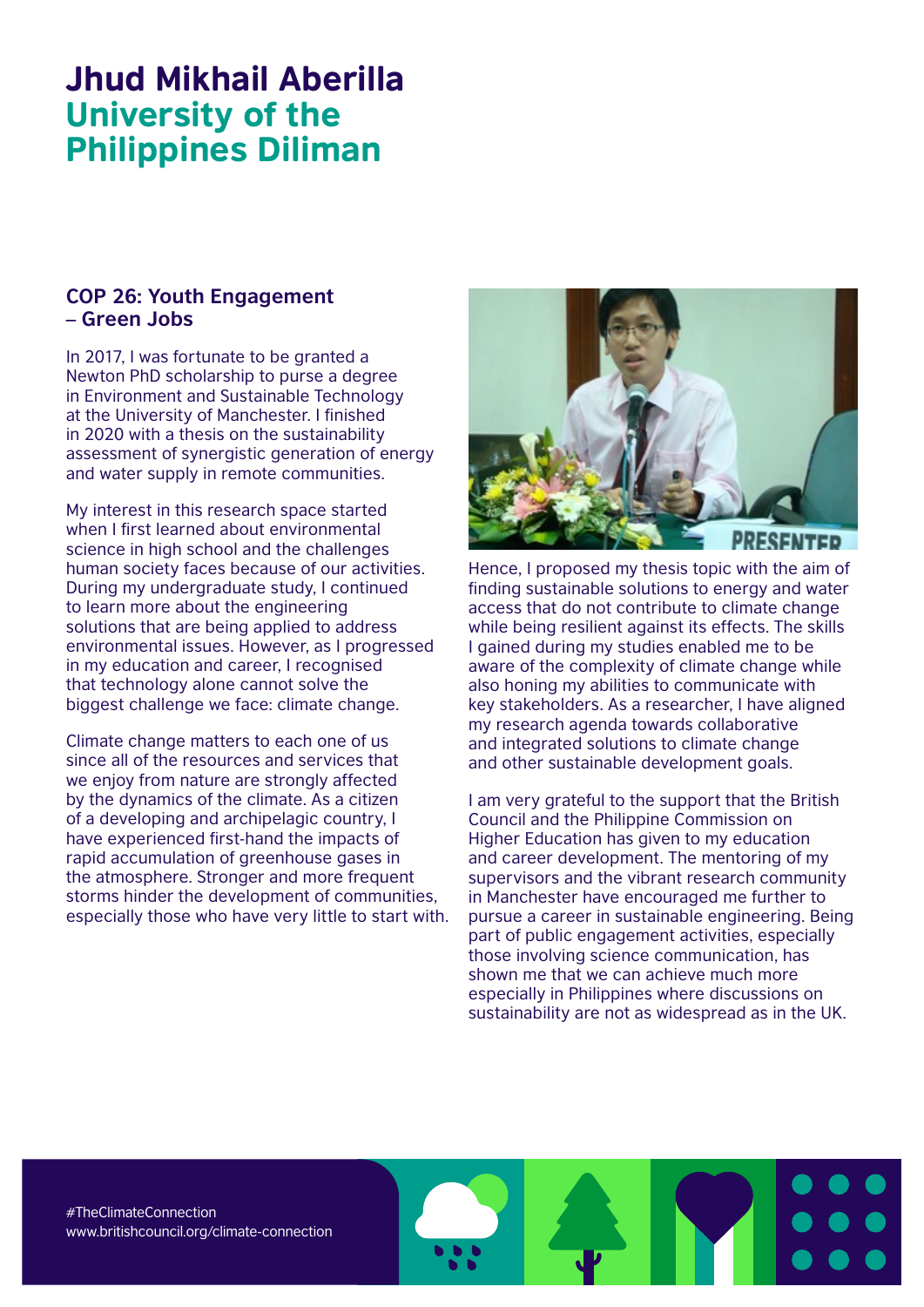# Jhud Mikhail Aberilla
## University of the Philippines Diliman

### COP 26: Youth Engagement – Green Jobs

In 2017, I was fortunate to be granted a Newton PhD scholarship to purse a degree in Environment and Sustainable Technology at the University of Manchester. I finished in 2020 with a thesis on the sustainability assessment of synergistic generation of energy and water supply in remote communities.

My interest in this research space started when I first learned about environmental science in high school and the challenges human society faces because of our activities. During my undergraduate study, I continued to learn more about the engineering solutions that are being applied to address environmental issues. However, as I progressed in my education and career, I recognised that technology alone cannot solve the biggest challenge we face: climate change.

Climate change matters to each one of us since all of the resources and services that we enjoy from nature are strongly affected by the dynamics of the climate. As a citizen of a developing and archipelagic country, I have experienced first-hand the impacts of rapid accumulation of greenhouse gases in the atmosphere. Stronger and more frequent storms hinder the development of communities, especially those who have very little to start with.

Hence, I proposed my thesis topic with the aim of finding sustainable solutions to energy and water access that do not contribute to climate change while being resilient against its effects. The skills I gained during my studies enabled me to be aware of the complexity of climate change while also honing my abilities to communicate with key stakeholders. As a researcher, I have aligned my research agenda towards collaborative and integrated solutions to climate change and other sustainable development goals.

I am very grateful to the support that the British Council and the Philippine Commission on Higher Education has given to my education and career development. The mentoring of my supervisors and the vibrant research community in Manchester have encouraged me further to pursue a career in sustainable engineering. Being part of public engagement activities, especially those involving science communication, has shown me that we can achieve much more especially in Philippines where discussions on sustainability are not as widespread as in the UK.

#TheClimateConnection
www.britishcouncil.org/climate-connection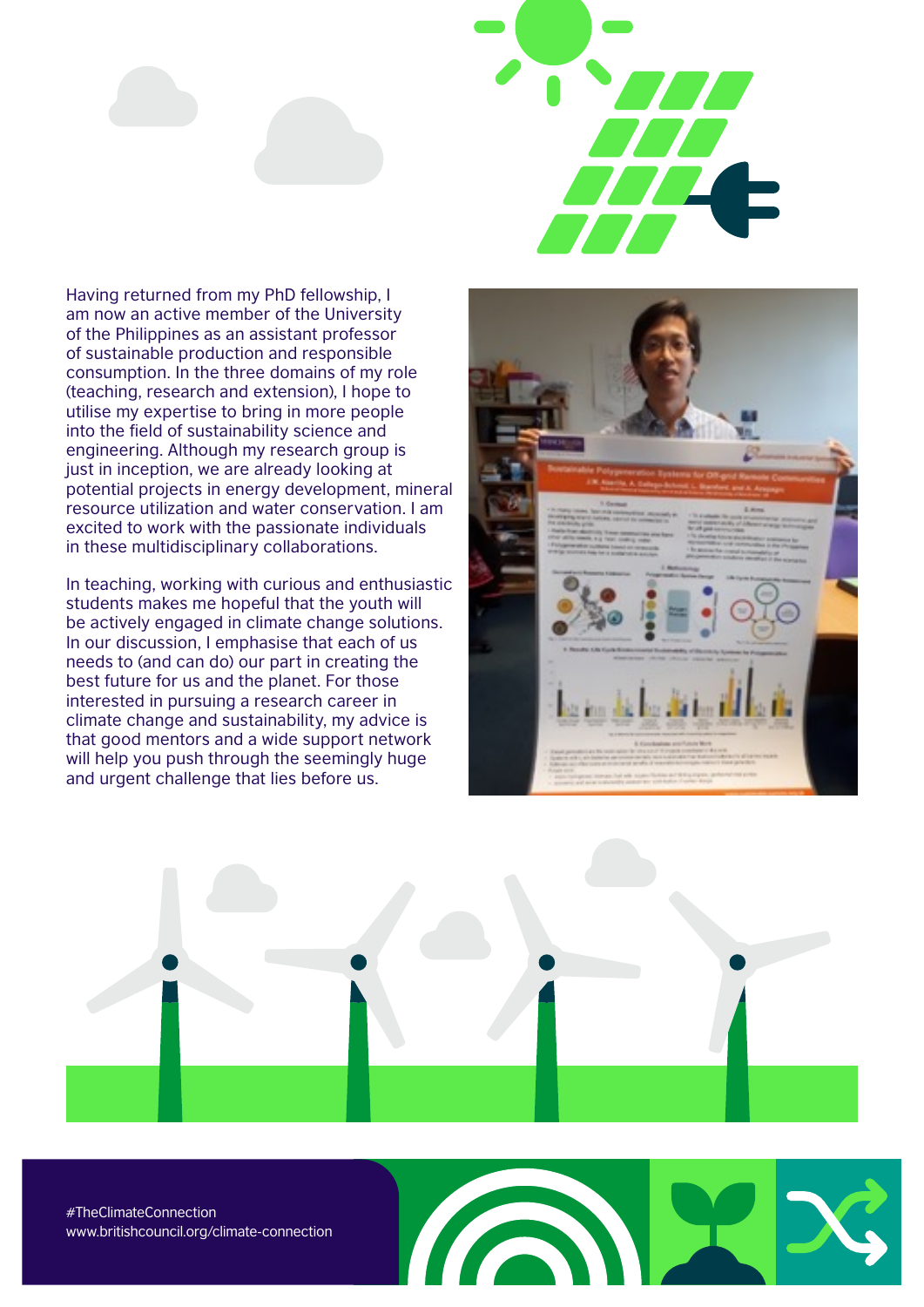Having returned from my PhD fellowship, I am now an active member of the University of the Philippines as an assistant professor of sustainable production and responsible consumption. In the three domains of my role (teaching, research and extension), I hope to utilise my expertise to bring in more people into the field of sustainability science and engineering. Although my research group is just in inception, we are already looking at potential projects in energy development, mineral resource utilization and water conservation. I am excited to work with the passionate individuals in these multidisciplinary collaborations.

In teaching, working with curious and enthusiastic students makes me hopeful that the youth will be actively engaged in climate change solutions. In our discussion, I emphasise that each of us needs to (and can do) our part in creating the best future for us and the planet. For those interested in pursuing a research career in climate change and sustainability, my advice is that good mentors and a wide support network will help you push through the seemingly huge and urgent challenge that lies before us.

#TheClimateConnection
www.britishcouncil.org/climate-connection